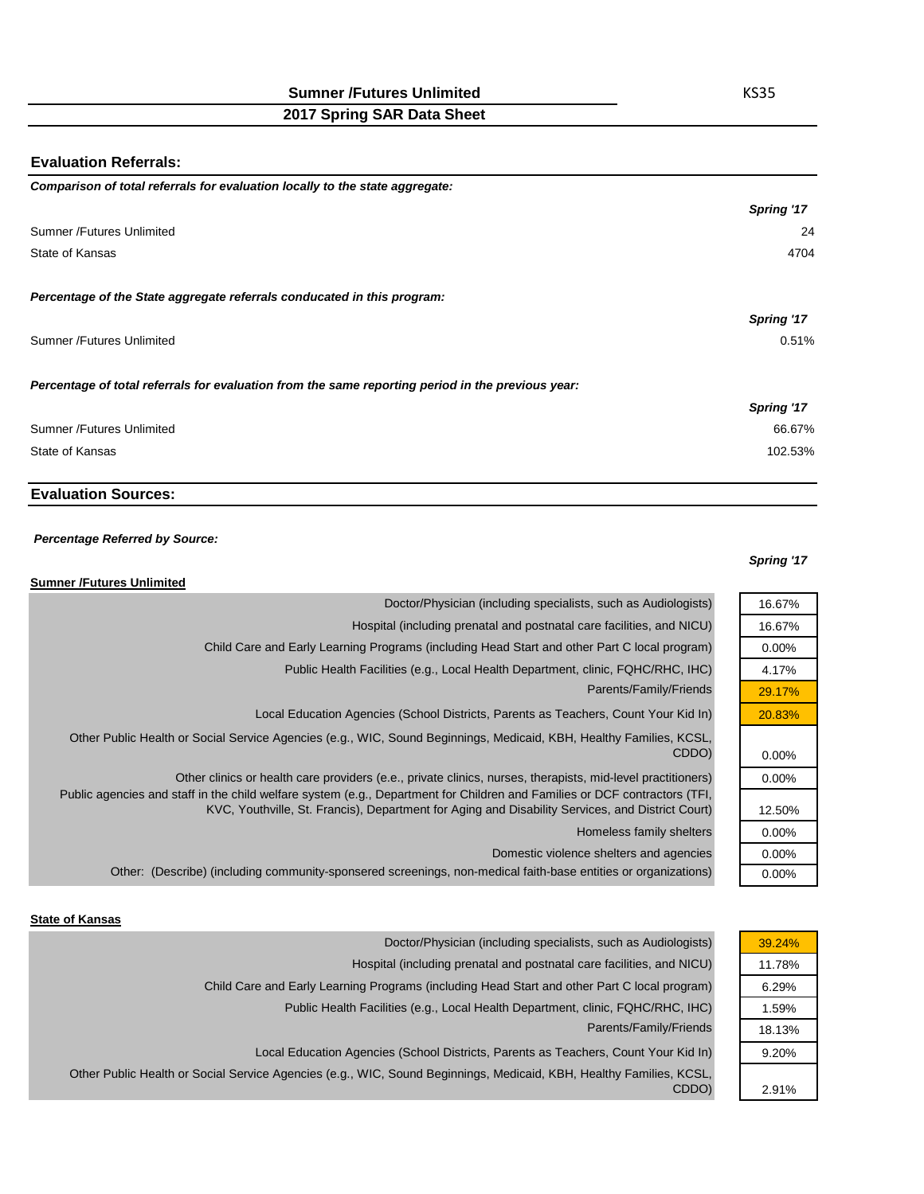# Sumner /Futures Unlimited

KS35

## 2017 Spring SAR Data Sheet

### Evaluation Referrals:

***Comparison of total referrals for evaluation locally to the state aggregate:***

| | *Spring '17* |
|---|---|
| Sumner /Futures Unlimited | 24 |
| State of Kansas | 4704 |

***Percentage of the State aggregate referrals conducated in this program:***

| | *Spring '17* |
|---|---|
| Sumner /Futures Unlimited | 0.51% |

***Percentage of total referrals for evaluation from the same reporting period in the previous year:***

| | *Spring '17* |
|---|---|
| Sumner /Futures Unlimited | 66.67% |
| State of Kansas | 102.53% |

### Evaluation Sources:

***Percentage Referred by Source:***

**Sumner /Futures Unlimited**

| | *Spring '17* |
|---|---|
| Doctor/Physician (including specialists, such as Audiologists) | 16.67% |
| Hospital (including prenatal and postnatal care facilities, and NICU) | 16.67% |
| Child Care and Early Learning Programs (including Head Start and other Part C local program) | 0.00% |
| Public Health Facilities (e.g., Local Health Department, clinic, FQHC/RHC, IHC) | 4.17% |
| Parents/Family/Friends | 29.17% |
| Local Education Agencies (School Districts, Parents as Teachers, Count Your Kid In) | 20.83% |
| Other Public Health or Social Service Agencies (e.g., WIC, Sound Beginnings, Medicaid, KBH, Healthy Families, KCSL, CDDO) | 0.00% |
| Other clinics or health care providers (e.e., private clinics, nurses, therapists, mid-level practitioners) | 0.00% |
| Public agencies and staff in the child welfare system (e.g., Department for Children and Families or DCF contractors (TFI, KVC, Youthville, St. Francis), Department for Aging and Disability Services, and District Court) | 12.50% |
| Homeless family shelters | 0.00% |
| Domestic violence shelters and agencies | 0.00% |
| Other: (Describe) (including community-sponsered screenings, non-medical faith-base entities or organizations) | 0.00% |

**State of Kansas**

| | *Spring '17* |
|---|---|
| Doctor/Physician (including specialists, such as Audiologists) | 39.24% |
| Hospital (including prenatal and postnatal care facilities, and NICU) | 11.78% |
| Child Care and Early Learning Programs (including Head Start and other Part C local program) | 6.29% |
| Public Health Facilities (e.g., Local Health Department, clinic, FQHC/RHC, IHC) | 1.59% |
| Parents/Family/Friends | 18.13% |
| Local Education Agencies (School Districts, Parents as Teachers, Count Your Kid In) | 9.20% |
| Other Public Health or Social Service Agencies (e.g., WIC, Sound Beginnings, Medicaid, KBH, Healthy Families, KCSL, CDDO) | 2.91% |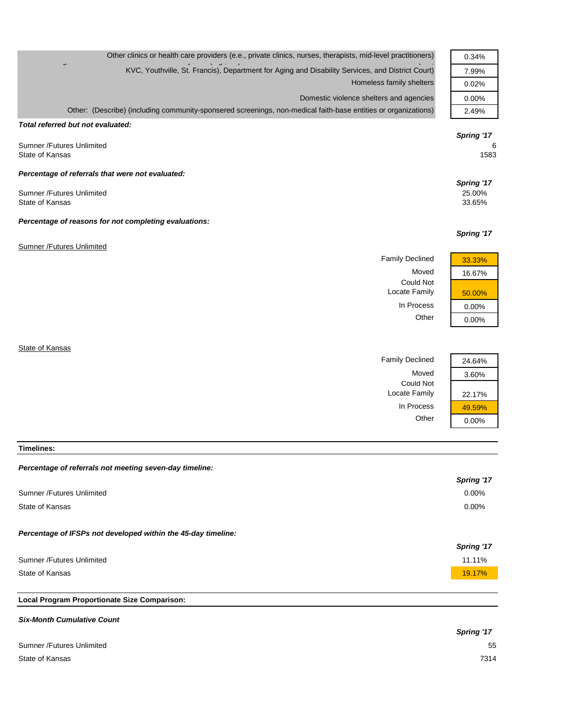| | |
|---|---|
| Other clinics or health care providers (e.g., private clinics, nurses, therapists, mid-level practitioners) | 0.34% |
| KVC, Youthville, St. Francis), Department for Aging and Disability Services, and District Court) | 7.99% |
| Homeless family shelters | 0.02% |
| Domestic violence shelters and agencies | 0.00% |
| Other: (Describe) (including community-sponsered screenings, non-medical faith-base entities or organizations) | 2.49% |

***Total referred but not evaluated:***

| | *Spring '17* |
|---|---|
| Sumner /Futures Unlimited | 6 |
| State of Kansas | 1583 |

***Percentage of referrals that were not evaluated:***

| | *Spring '17* |
|---|---|
| Sumner /Futures Unlimited | 25.00% |
| State of Kansas | 33.65% |

***Percentage of reasons for not completing evaluations:***

Sumner /Futures Unlimited

| | *Spring '17* |
|---|---|
| Family Declined | 33.33% |
| Moved | 16.67% |
| Could Not Locate Family | 50.00% |
| In Process | 0.00% |
| Other | 0.00% |

State of Kansas

| | *Spring '17* |
|---|---|
| Family Declined | 24.64% |
| Moved | 3.60% |
| Could Not Locate Family | 22.17% |
| In Process | 49.59% |
| Other | 0.00% |

**Timelines:**

***Percentage of referrals not meeting seven-day timeline:***

| | *Spring '17* |
|---|---|
| Sumner /Futures Unlimited | 0.00% |
| State of Kansas | 0.00% |

***Percentage of IFSPs not developed within the 45-day timeline:***

| | *Spring '17* |
|---|---|
| Sumner /Futures Unlimited | 11.11% |
| State of Kansas | 19.17% |

**Local Program Proportionate Size Comparison:**

***Six-Month Cumulative Count***

| | *Spring '17* |
|---|---|
| Sumner /Futures Unlimited | 55 |
| State of Kansas | 7314 |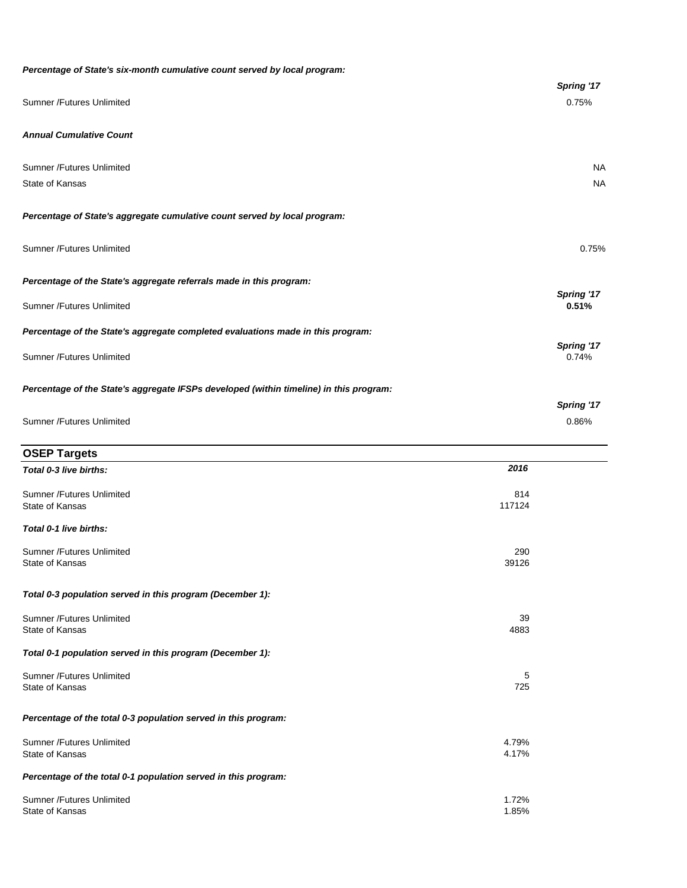***Percentage of State's six-month cumulative count served by local program:***

| | *Spring '17* |
|---|---|
| Sumner /Futures Unlimited | 0.75% |

***Annual Cumulative Count***

| | |
|---|---|
| Sumner /Futures Unlimited | NA |
| State of Kansas | NA |

***Percentage of State's aggregate cumulative count served by local program:***

| | |
|---|---|
| Sumner /Futures Unlimited | 0.75% |

***Percentage of the State's aggregate referrals made in this program:***

| | *Spring '17* |
|---|---|
| Sumner /Futures Unlimited | **0.51%** |

***Percentage of the State's aggregate completed evaluations made in this program:***

| | *Spring '17* |
|---|---|
| Sumner /Futures Unlimited | 0.74% |

***Percentage of the State's aggregate IFSPs developed (within timeline) in this program:***

| | *Spring '17* |
|---|---|
| Sumner /Futures Unlimited | 0.86% |

## OSEP Targets

| ***Total 0-3 live births:*** | ***2016*** |
|---|---|
| Sumner /Futures Unlimited | 814 |
| State of Kansas | 117124 |

***Total 0-1 live births:***

| | |
|---|---|
| Sumner /Futures Unlimited | 290 |
| State of Kansas | 39126 |

***Total 0-3 population served in this program (December 1):***

| | |
|---|---|
| Sumner /Futures Unlimited | 39 |
| State of Kansas | 4883 |

***Total 0-1 population served in this program (December 1):***

| | |
|---|---|
| Sumner /Futures Unlimited | 5 |
| State of Kansas | 725 |

***Percentage of the total 0-3 population served in this program:***

| | |
|---|---|
| Sumner /Futures Unlimited | 4.79% |
| State of Kansas | 4.17% |

***Percentage of the total 0-1 population served in this program:***

| | |
|---|---|
| Sumner /Futures Unlimited | 1.72% |
| State of Kansas | 1.85% |